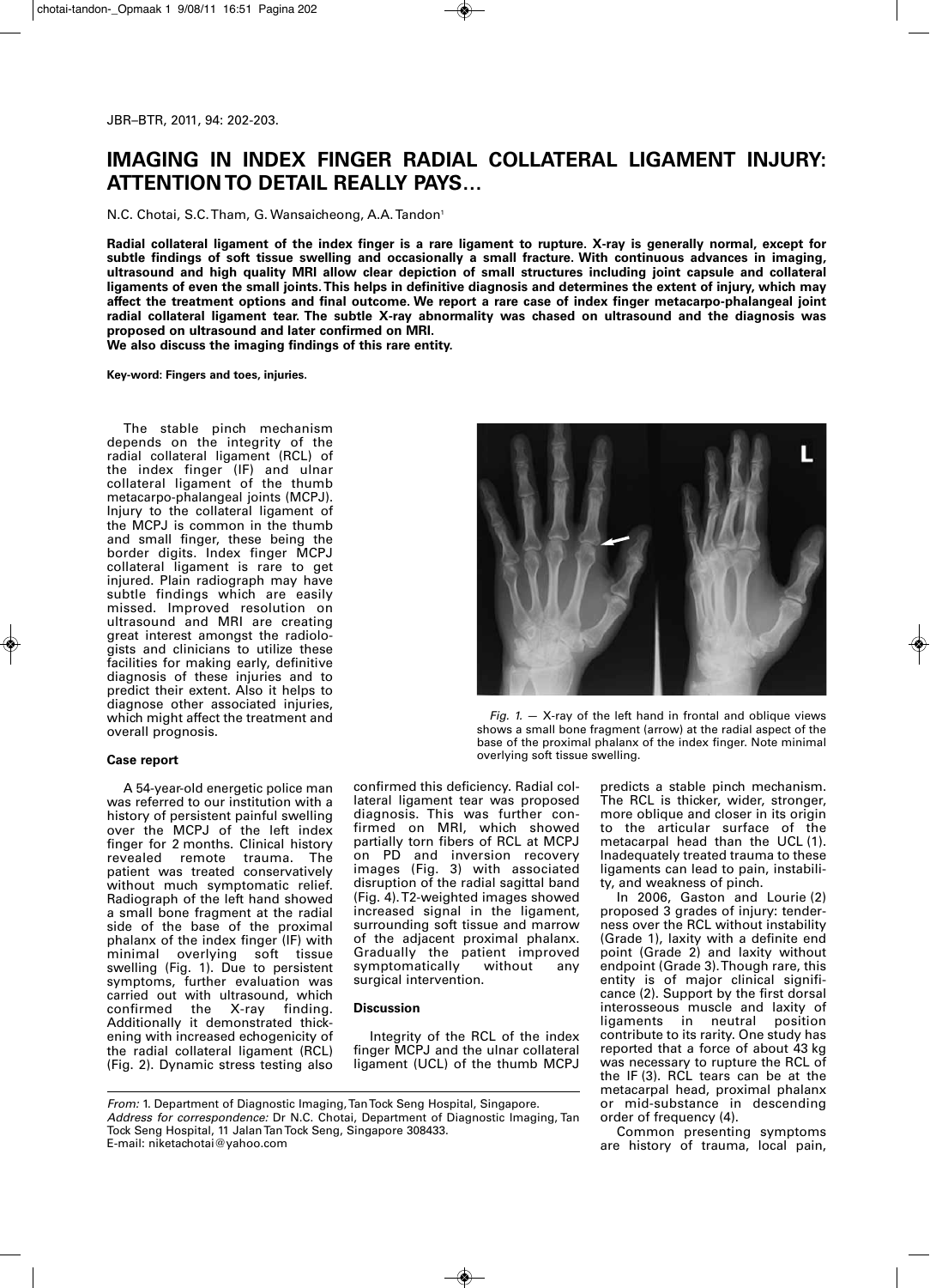# IMAGING IN INDEX FINGER RADIAL COLLATERAL LIGAMENT INJURY: ATTENTION TO DETAIL REALLY PAYS…

N.C. Chotai, S.C. Tham, G. Wansaicheong, A.A. Tandon[1]

**Radial collateral ligament of the index finger is a rare ligament to rupture. X-ray is generally normal, except for subtle findings of soft tissue swelling and occasionally a small fracture. With continuous advances in imaging, ultrasound and high quality MRI allow clear depiction of small structures including joint capsule and collateral ligaments of even the small joints. This helps in definitive diagnosis and determines the extent of injury, which may affect the treatment options and final outcome. We report a rare case of index finger metacarpo-phalangeal joint radial collateral ligament tear. The subtle X-ray abnormality was chased on ultrasound and the diagnosis was proposed on ultrasound and later confirmed on MRI.**

**We also discuss the imaging findings of this rare entity.**

**Key-word: Fingers and toes, injuries.**

The stable pinch mechanism depends on the integrity of the radial collateral ligament (RCL) of the index finger (IF) and ulnar collateral ligament of the thumb metacarpo-phalangeal joints (MCPJ). Injury to the collateral ligament of the MCPJ is common in the thumb and small finger, these being the border digits. Index finger MCPJ collateral ligament is rare to get injured. Plain radiograph may have subtle findings which are easily missed. Improved resolution on ultrasound and MRI are creating great interest amongst the radiologists and clinicians to utilize these facilities for making early, definitive diagnosis of these injuries and to predict their extent. Also it helps to diagnose other associated injuries, which might affect the treatment and overall prognosis.

*Fig. 1.* — X-ray of the left hand in frontal and oblique views shows a small bone fragment (arrow) at the radial aspect of the base of the proximal phalanx of the index finger. Note minimal overlying soft tissue swelling.

## Case report

A 54-year-old energetic police man was referred to our institution with a history of persistent painful swelling over the MCPJ of the left index finger for 2 months. Clinical history revealed remote trauma. The patient was treated conservatively without much symptomatic relief. Radiograph of the left hand showed a small bone fragment at the radial side of the base of the proximal phalanx of the index finger (IF) with minimal overlying soft tissue swelling (Fig. 1). Due to persistent symptoms, further evaluation was carried out with ultrasound, which confirmed the X-ray finding. Additionally it demonstrated thickening with increased echogenicity of the radial collateral ligament (RCL) (Fig. 2). Dynamic stress testing also confirmed this deficiency. Radial collateral ligament tear was proposed diagnosis. This was further confirmed on MRI, which showed partially torn fibers of RCL at MCPJ on PD and inversion recovery images (Fig. 3) with associated disruption of the radial sagittal band (Fig. 4). T2-weighted images showed increased signal in the ligament, surrounding soft tissue and marrow of the adjacent proximal phalanx. Gradually the patient improved symptomatically without any surgical intervention.

## Discussion

Integrity of the RCL of the index finger MCPJ and the ulnar collateral ligament (UCL) of the thumb MCPJ predicts a stable pinch mechanism. The RCL is thicker, wider, stronger, more oblique and closer in its origin to the articular surface of the metacarpal head than the UCL (1). Inadequately treated trauma to these ligaments can lead to pain, instability, and weakness of pinch.

In 2006, Gaston and Lourie (2) proposed 3 grades of injury: tenderness over the RCL without instability (Grade 1), laxity with a definite end point (Grade 2) and laxity without endpoint (Grade 3). Though rare, this entity is of major clinical significance (2). Support by the first dorsal interosseous muscle and laxity of ligaments in neutral position contribute to its rarity. One study has reported that a force of about 43 kg was necessary to rupture the RCL of the IF (3). RCL tears can be at the metacarpal head, proximal phalanx or mid-substance in descending order of frequency (4).

Common presenting symptoms are history of trauma, local pain,

*From:* 1. Department of Diagnostic Imaging, Tan Tock Seng Hospital, Singapore.
*Address for correspondence:* Dr N.C. Chotai, Department of Diagnostic Imaging, Tan Tock Seng Hospital, 11 Jalan Tan Tock Seng, Singapore 308433.
E-mail: niketachotai@yahoo.com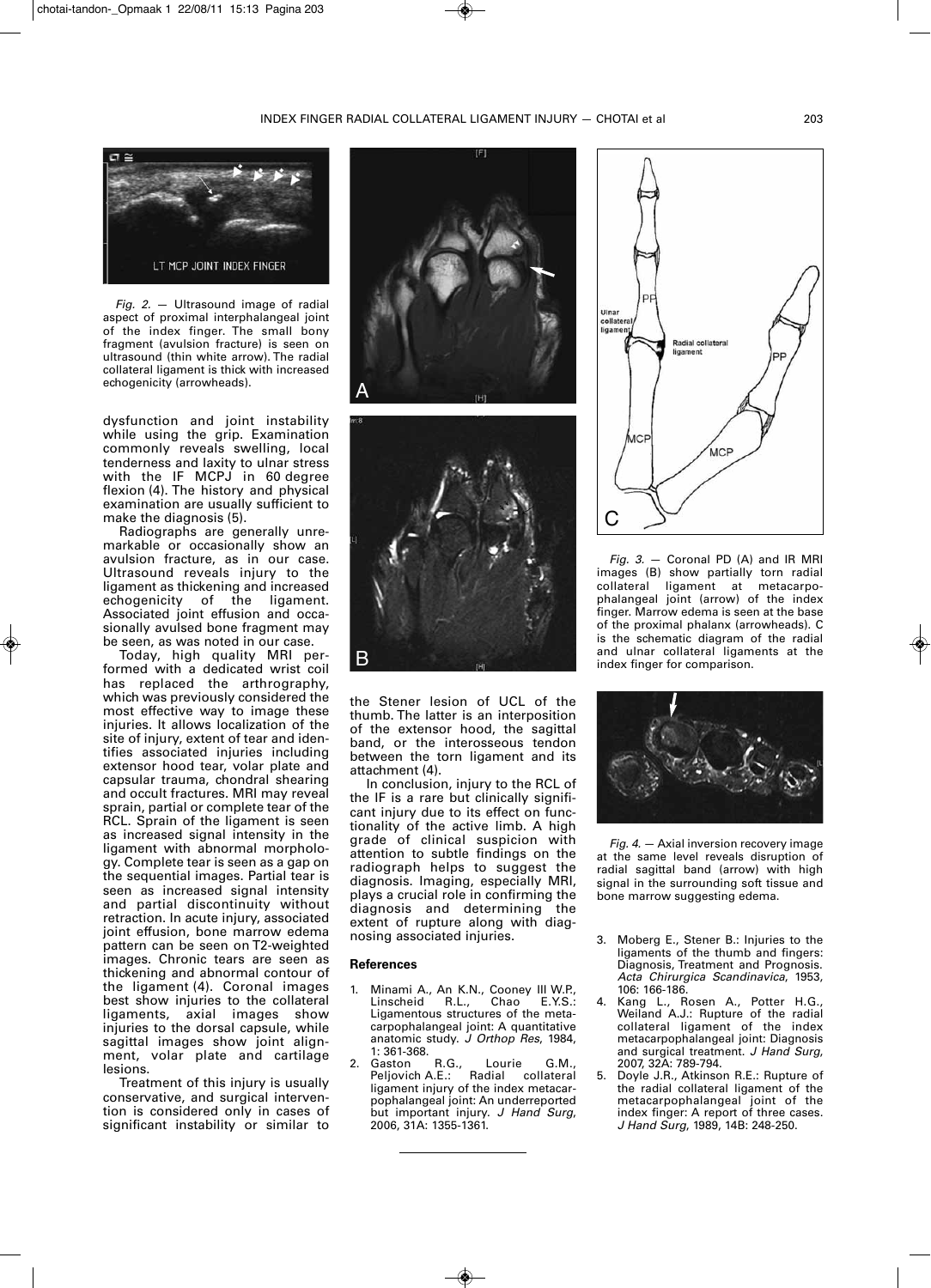*Fig. 2.* — Ultrasound image of radial aspect of proximal interphalangeal joint of the index finger. The small bony fragment (avulsion fracture) is seen on ultrasound (thin white arrow). The radial collateral ligament is thick with increased echogenicity (arrowheads).

*Fig. 3.* — Coronal PD (A) and IR MRI images (B) show partially torn radial collateral ligament at metacarpophalangeal joint (arrow) of the index finger. Marrow edema is seen at the base of the proximal phalanx (arrowheads). C is the schematic diagram of the radial and ulnar collateral ligaments at the index finger for comparison.

*Fig. 4.* — Axial inversion recovery image at the same level reveals disruption of radial sagittal band (arrow) with high signal in the surrounding soft tissue and bone marrow suggesting edema.

dysfunction and joint instability while using the grip. Examination commonly reveals swelling, local tenderness and laxity to ulnar stress with the IF MCPJ in 60 degree flexion (4). The history and physical examination are usually sufficient to make the diagnosis (5).

Radiographs are generally unremarkable or occasionally show an avulsion fracture, as in our case. Ultrasound reveals injury to the ligament as thickening and increased echogenicity of the ligament. Associated joint effusion and occasionally avulsed bone fragment may be seen, as was noted in our case.

Today, high quality MRI performed with a dedicated wrist coil has replaced the arthrography, which was previously considered the most effective way to image these injuries. It allows localization of the site of injury, extent of tear and identifies associated injuries including extensor hood tear, volar plate and capsular trauma, chondral shearing and occult fractures. MRI may reveal sprain, partial or complete tear of the RCL. Sprain of the ligament is seen as increased signal intensity in the ligament with abnormal morphology. Complete tear is seen as a gap on the sequential images. Partial tear is seen as increased signal intensity and partial discontinuity without retraction. In acute injury, associated joint effusion, bone marrow edema pattern can be seen on T2-weighted images. Chronic tears are seen as thickening and abnormal contour of the ligament (4). Coronal images best show injuries to the collateral ligaments, axial images show injuries to the dorsal capsule, while sagittal images show joint alignment, volar plate and cartilage lesions.

Treatment of this injury is usually conservative, and surgical intervention is considered only in cases of significant instability or similar to the Stener lesion of UCL of the thumb. The latter is an interposition of the extensor hood, the sagittal band, or the interosseous tendon between the torn ligament and its attachment (4).

In conclusion, injury to the RCL of the IF is a rare but clinically significant injury due to its effect on functionality of the active limb. A high grade of clinical suspicion with attention to subtle findings on the radiograph helps to suggest the diagnosis. Imaging, especially MRI, plays a crucial role in confirming the diagnosis and determining the extent of rupture along with diagnosing associated injuries.

## References

1. Minami A., An K.N., Cooney III W.P., Linscheid R.L., Chao E.Y.S.: Ligamentous structures of the metacarpophalangeal joint: A quantitative anatomic study. *J Orthop Res*, 1984, 1: 361-368.
2. Gaston R.G., Lourie G.M., Peljovich A.E.: Radial collateral ligament injury of the index metacarpophalangeal joint: An underreported but important injury. *J Hand Surg*, 2006, 31A: 1355-1361.
3. Moberg E., Stener B.: Injuries to the ligaments of the thumb and fingers: Diagnosis, Treatment and Prognosis. *Acta Chirurgica Scandinavica*, 1953, 106: 166-186.
4. Kang L., Rosen A., Potter H.G., Weiland A.J.: Rupture of the radial collateral ligament of the index metacarpophalangeal joint: Diagnosis and surgical treatment. *J Hand Surg*, 2007, 32A: 789-794.
5. Doyle J.R., Atkinson R.E.: Rupture of the radial collateral ligament of the metacarpophalangeal joint of the index finger: A report of three cases. *J Hand Surg*, 1989, 14B: 248-250.